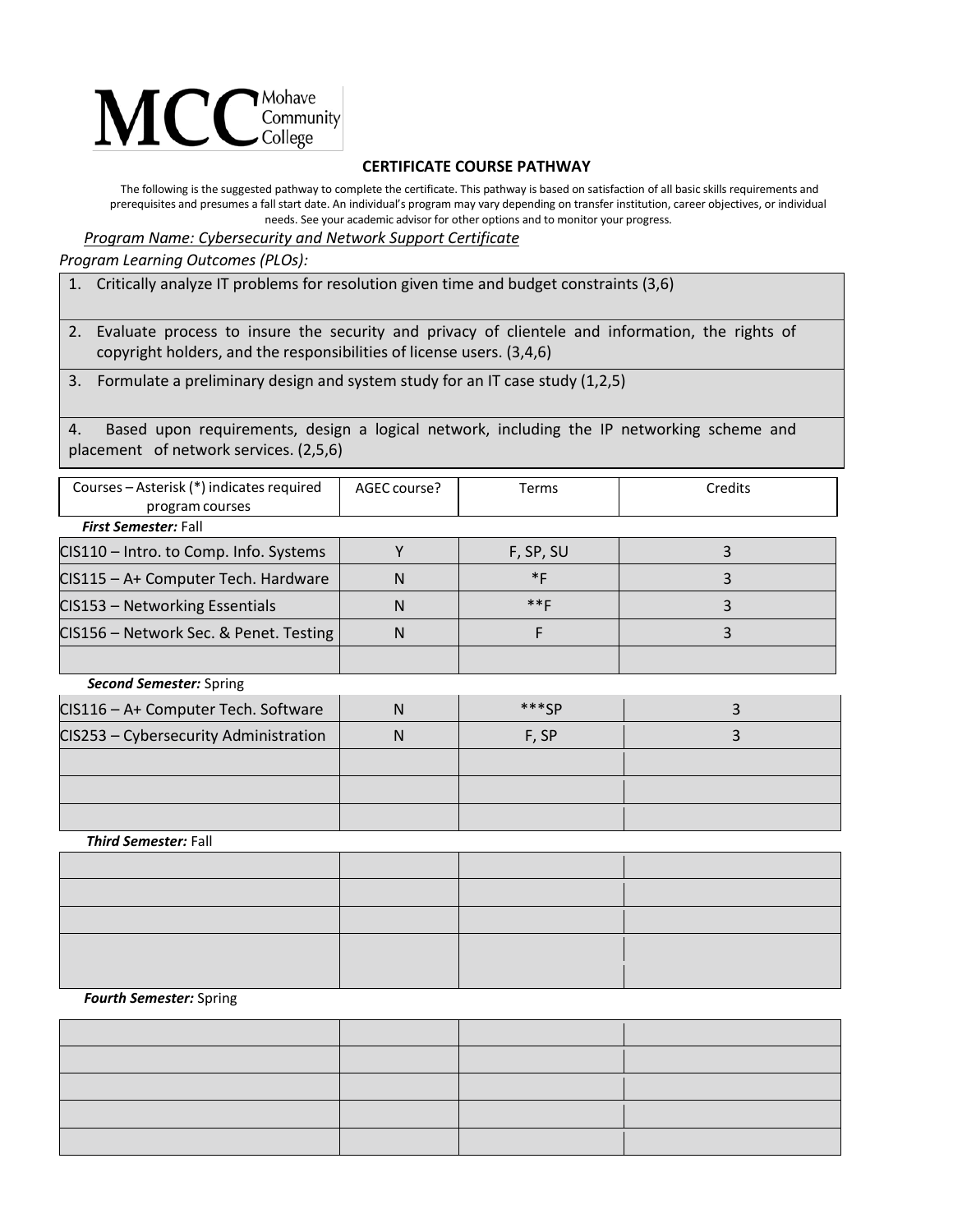MCC Mohave Community College

## CERTIFICATE COURSE PATHWAY

The following is the suggested pathway to complete the certificate. This pathway is based on satisfaction of all basic skills requirements and prerequisites and presumes a fall start date. An individual's program may vary depending on transfer institution, career objectives, or individual needs. See your academic advisor for other options and to monitor your progress.

*Program Name: Cybersecurity and Network Support Certificate*

*Program Learning Outcomes (PLOs):*

1. Critically analyze IT problems for resolution given time and budget constraints (3,6)
2. Evaluate process to insure the security and privacy of clientele and information, the rights of copyright holders, and the responsibilities of license users. (3,4,6)
3. Formulate a preliminary design and system study for an IT case study (1,2,5)
4. Based upon requirements, design a logical network, including the IP networking scheme and placement of network services. (2,5,6)

| Courses – Asterisk (*) indicates required program courses | AGEC course? | Terms | Credits |
|---|---|---|---|
| ***First Semester:*** Fall | | | |
| CIS110 – Intro. to Comp. Info. Systems | Y | F, SP, SU | 3 |
| CIS115 – A+ Computer Tech. Hardware | N | *F | 3 |
| CIS153 – Networking Essentials | N | **F | 3 |
| CIS156 – Network Sec. & Penet. Testing | N | F | 3 |
| | | | |
| ***Second Semester:*** Spring | | | |
| CIS116 – A+ Computer Tech. Software | N | ***SP | 3 |
| CIS253 – Cybersecurity Administration | N | F, SP | 3 |
| | | | |
| | | | |
| | | | |
| ***Third Semester:*** Fall | | | |
| | | | |
| | | | |
| | | | |
| | | | |
| ***Fourth Semester:*** Spring | | | |
| | | | |
| | | | |
| | | | |
| | | | |
| | | | |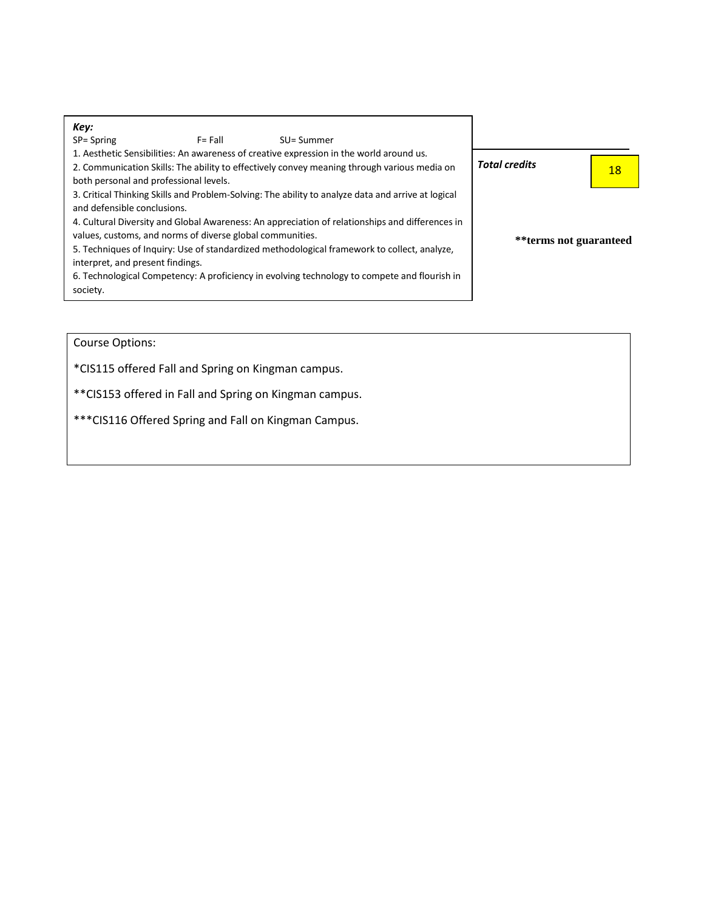***Key:***

SP= Spring F= Fall SU= Summer

1. Aesthetic Sensibilities: An awareness of creative expression in the world around us.
2. Communication Skills: The ability to effectively convey meaning through various media on both personal and professional levels.
3. Critical Thinking Skills and Problem-Solving: The ability to analyze data and arrive at logical and defensible conclusions.
4. Cultural Diversity and Global Awareness: An appreciation of relationships and differences in values, customs, and norms of diverse global communities.
5. Techniques of Inquiry: Use of standardized methodological framework to collect, analyze, interpret, and present findings.
6. Technological Competency: A proficiency in evolving technology to compete and flourish in society.

| | |
|---|---|
| ***Total credits*** | 18 |

****terms not guaranteed**

Course Options:

*CIS115 offered Fall and Spring on Kingman campus.

**CIS153 offered in Fall and Spring on Kingman campus.

***CIS116 Offered Spring and Fall on Kingman Campus.